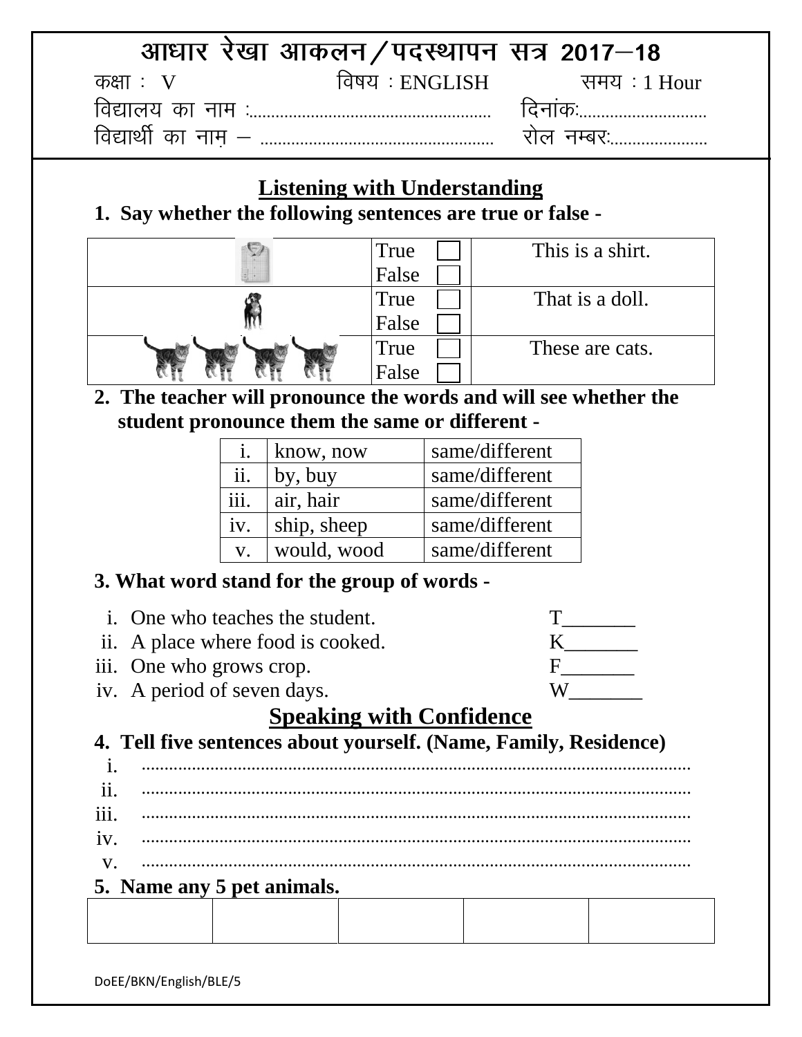# आधार रेखा आकलन/पदस्थापन सत्र 2017–18

कक्षा : V　　　　　　विषय : ENGLISH　　　　　　समय : 1 Hour

विद्यालय का नाम :.................................................... दिनांकः............................

विद्यार्थी का नाम – .................................................. रोल नम्बरः.....................

## Listening with Understanding

**1. Say whether the following sentences are true or false -**

| | | |
|---|---|---|
| | True ☐ False ☐ | This is a shirt. |
| | True ☐ False ☐ | That is a doll. |
| | True ☐ False ☐ | These are cats. |

**2. The teacher will pronounce the words and will see whether the student pronounce them the same or different -**

| | | |
|---|---|---|
| i. | know, now | same/different |
| ii. | by, buy | same/different |
| iii. | air, hair | same/different |
| iv. | ship, sheep | same/different |
| v. | would, wood | same/different |

**3. What word stand for the group of words -**

i. One who teaches the student. T_______
ii. A place where food is cooked. K_______
iii. One who grows crop. F_______
iv. A period of seven days. W_______

## Speaking with Confidence

**4. Tell five sentences about yourself. (Name, Family, Residence)**

i. ..........................................................................................................
ii. ..........................................................................................................
iii. ..........................................................................................................
iv. ..........................................................................................................
v. ..........................................................................................................

**5. Name any 5 pet animals.**

| | | | | |
|---|---|---|---|---|
| | | | | |

DoEE/BKN/English/BLE/5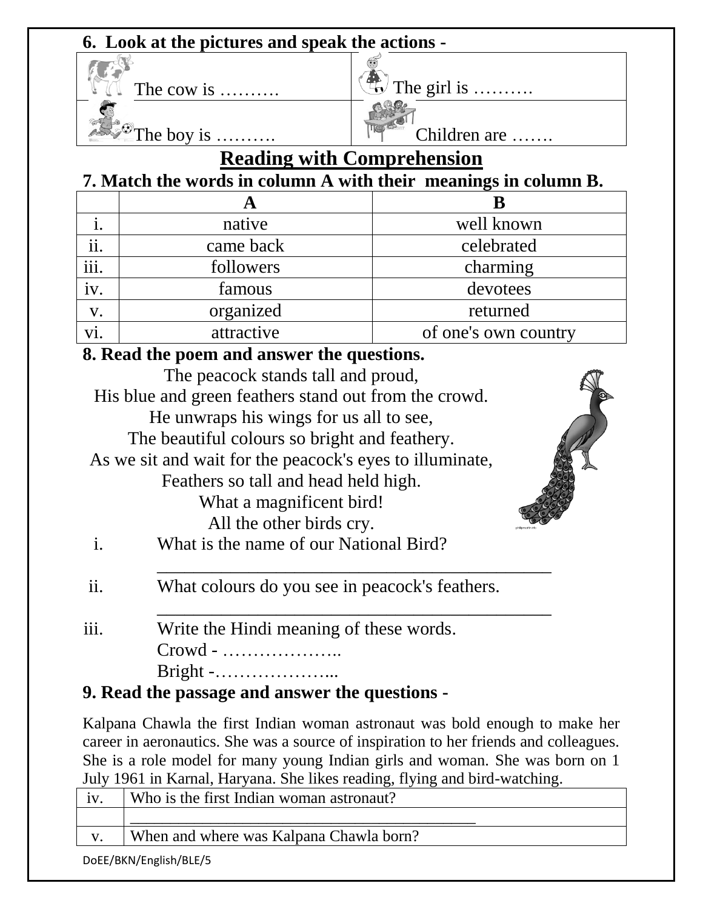**6. Look at the pictures and speak the actions -**

| | |
|---|---|
| The cow is ………. | The girl is ………. |
| The boy is ………. | Children are ……. |

## Reading with Comprehension

**7. Match the words in column A with their meanings in column B.**

| | A | B |
|---|---|---|
| i. | native | well known |
| ii. | came back | celebrated |
| iii. | followers | charming |
| iv. | famous | devotees |
| v. | organized | returned |
| vi. | attractive | of one's own country |

**8. Read the poem and answer the questions.**

The peacock stands tall and proud,
His blue and green feathers stand out from the crowd.
He unwraps his wings for us all to see,
The beautiful colours so bright and feathery.
As we sit and wait for the peacock's eyes to illuminate,
Feathers so tall and head held high.
What a magnificent bird!
All the other birds cry.

i. What is the name of our National Bird?

_____________________________________________

ii. What colours do you see in peacock's feathers.

_____________________________________________

iii. Write the Hindi meaning of these words.

Crowd - ………………..

Bright -………………...

**9. Read the passage and answer the questions -**

Kalpana Chawla the first Indian woman astronaut was bold enough to make her career in aeronautics. She was a source of inspiration to her friends and colleagues. She is a role model for many young Indian girls and woman. She was born on 1 July 1961 in Karnal, Haryana. She likes reading, flying and bird-watching.

| | |
|---|---|
| iv. | Who is the first Indian woman astronaut? |
| | _____________________________________________ |
| v. | When and where was Kalpana Chawla born? |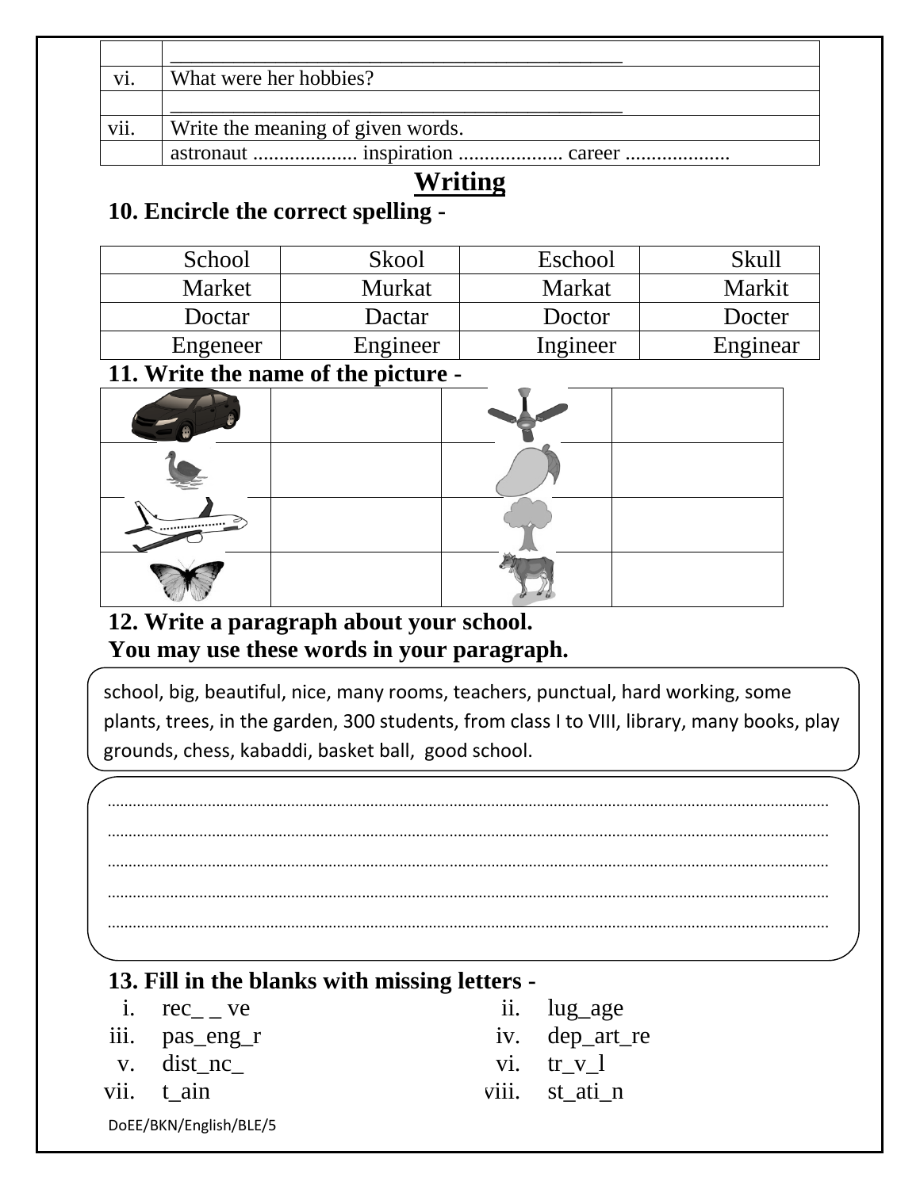| | |
|---|---|
| | ___________________________________________ |
| vi. | What were her hobbies? |
| | ___________________________________________ |
| vii. | Write the meaning of given words. |
| | astronaut .................... inspiration .................... career .................... |

## Writing

**10. Encircle the correct spelling -**

| | | | |
|---|---|---|---|
| School | Skool | Eschool | Skull |
| Market | Murkat | Markat | Markit |
| Doctar | Dactar | Doctor | Docter |
| Engeneer | Engineer | Ingineer | Enginear |

**11. Write the name of the picture -**

| | | | |
|---|---|---|---|
| | | | |
| | | | |
| | | | |
| | | | |

**12. Write a paragraph about your school.**
**You may use these words in your paragraph.**

school, big, beautiful, nice, many rooms, teachers, punctual, hard working, some plants, trees, in the garden, 300 students, from class I to VIII, library, many books, play grounds, chess, kabaddi, basket ball, good school.

.................................................................................................................................................
.................................................................................................................................................
.................................................................................................................................................
.................................................................................................................................................
.................................................................................................................................................

**13. Fill in the blanks with missing letters -**

i. rec_ _ ve
ii. lug_age
iii. pas_eng_r
iv. dep_art_re
v. dist_nc_
vi. tr_v_l
vii. t_ain
viii. st_ati_n

DoEE/BKN/English/BLE/5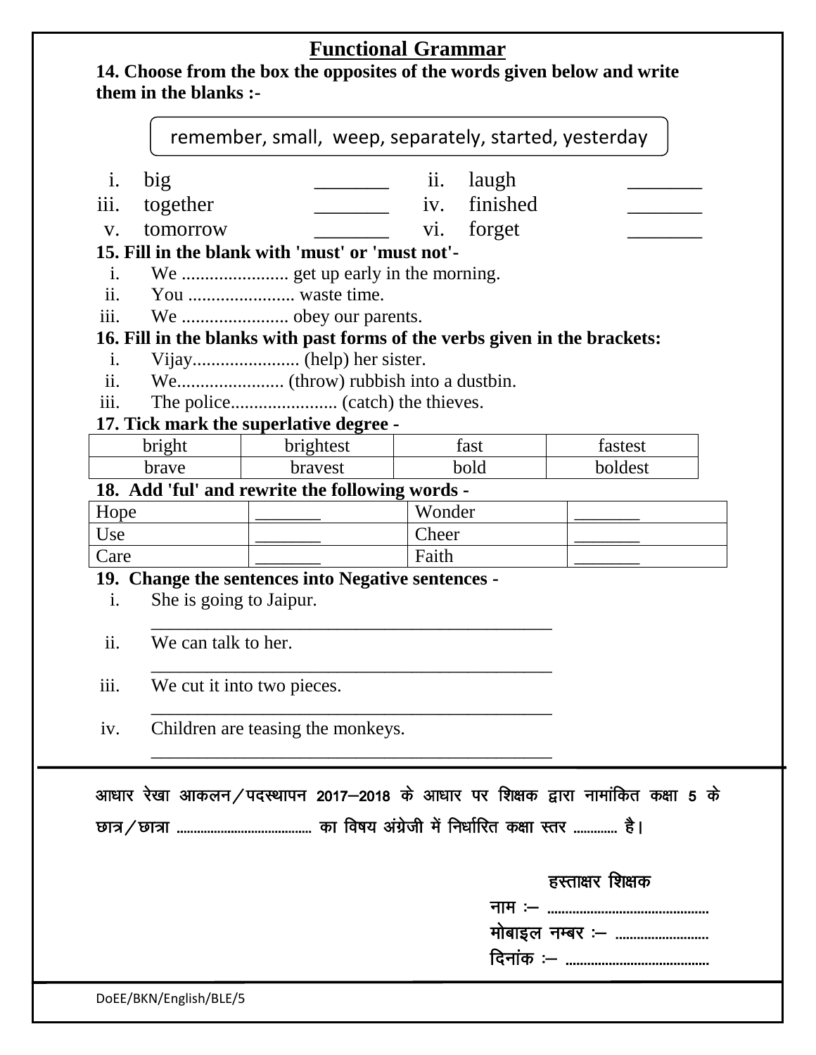## Functional Grammar

**14. Choose from the box the opposites of the words given below and write them in the blanks :-**

remember, small, weep, separately, started, yesterday

| | | | | | |
|---|---|---|---|---|---|
| i. | big | _______ | ii. | laugh | _______ |
| iii. | together | _______ | iv. | finished | _______ |
| v. | tomorrow | _______ | vi. | forget | _______ |

**15. Fill in the blank with 'must' or 'must not'-**

i. We ....................... get up early in the morning.

ii. You ....................... waste time.

iii. We ....................... obey our parents.

**16. Fill in the blanks with past forms of the verbs given in the brackets:**

i. Vijay....................... (help) her sister.

ii. We....................... (throw) rubbish into a dustbin.

iii. The police....................... (catch) the thieves.

**17. Tick mark the superlative degree -**

| | | | |
|---|---|---|---|
| bright | brightest | fast | fastest |
| brave | bravest | bold | boldest |

**18. Add 'ful' and rewrite the following words -**

| | | | |
|---|---|---|---|
| Hope | _______ | Wonder | _______ |
| Use | _______ | Cheer | _______ |
| Care | _______ | Faith | _______ |

**19. Change the sentences into Negative sentences -**

i. She is going to Jaipur.

_____________________________________________

ii. We can talk to her.

_____________________________________________

iii. We cut it into two pieces.

_____________________________________________

iv. Children are teasing the monkeys.

_____________________________________________

---

आधार रेखा आकलन/पदस्थापन 2017–2018 के आधार पर शिक्षक द्वारा नामांकित कक्षा 5 के छात्र/छात्रा ...................................... का विषय अंग्रेजी में निर्धारित कक्षा स्तर ............ है।

हस्ताक्षर शिक्षक

नाम :– ............................................

मोबाइल नम्बर :– ..........................

दिनांक :– .......................................

DoEE/BKN/English/BLE/5